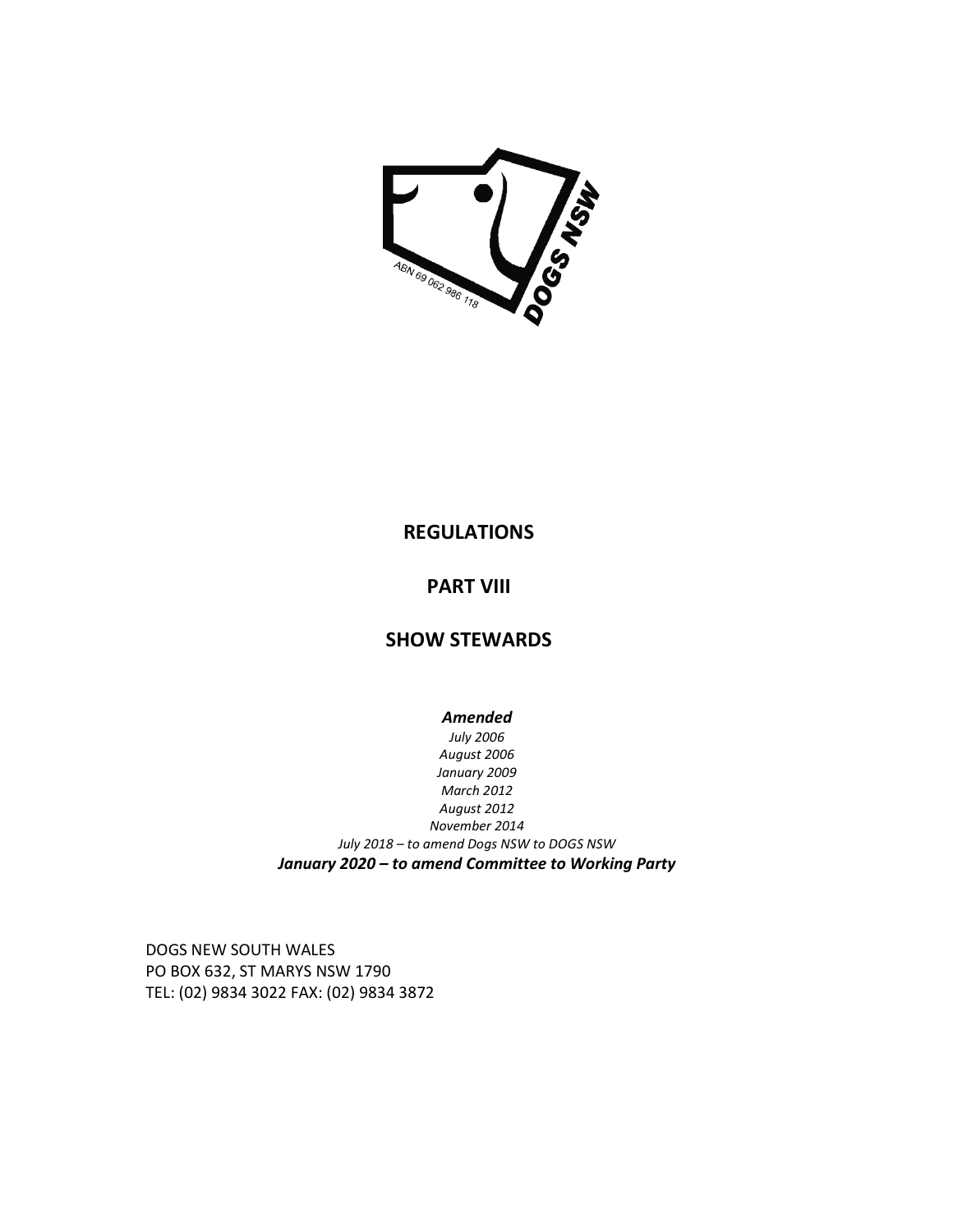# REGULATIONS

# PART VIII

# SHOW STEWARDS

***Amended***

*July 2006*
*August 2006*
*January 2009*
*March 2012*
*August 2012*
*November 2014*
*July 2018 – to amend Dogs NSW to DOGS NSW*
***January 2020 – to amend Committee to Working Party***

DOGS NEW SOUTH WALES
PO BOX 632, ST MARYS NSW 1790
TEL: (02) 9834 3022 FAX: (02) 9834 3872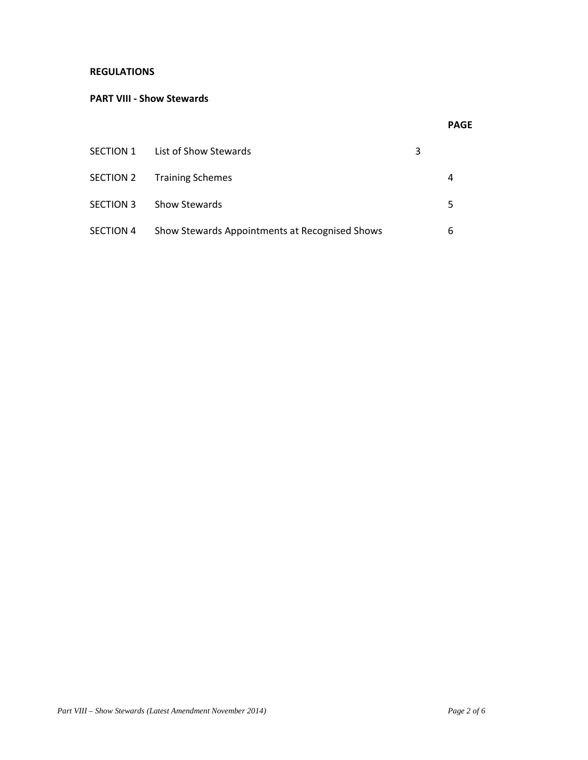**REGULATIONS**

**PART VIII - Show Stewards**

| | | **PAGE** |
|---|---|---|
| SECTION 1 | List of Show Stewards | 3 |
| SECTION 2 | Training Schemes | 4 |
| SECTION 3 | Show Stewards | 5 |
| SECTION 4 | Show Stewards Appointments at Recognised Shows | 6 |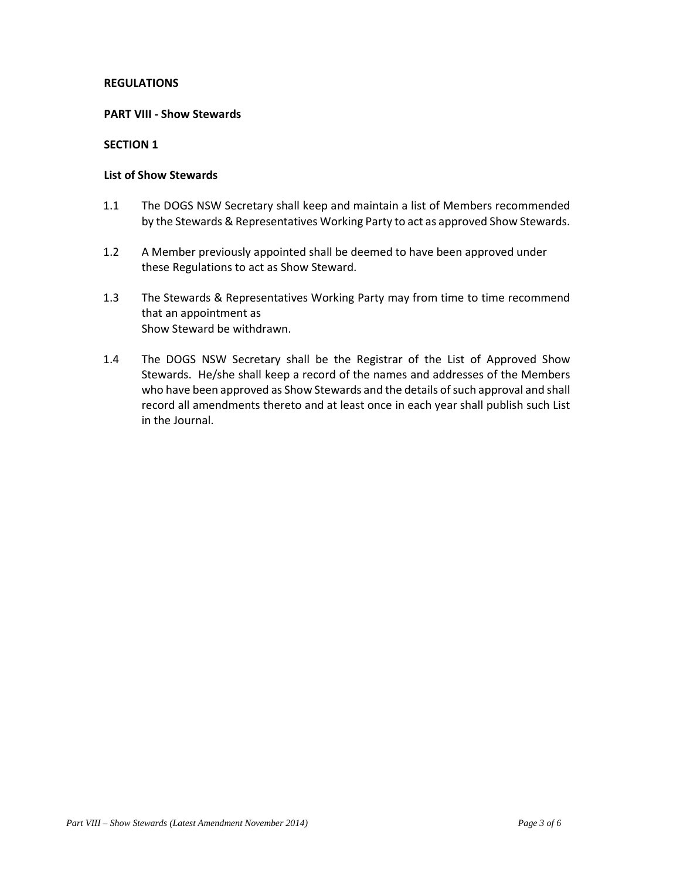**REGULATIONS**

**PART VIII - Show Stewards**

**SECTION 1**

**List of Show Stewards**

1.1 The DOGS NSW Secretary shall keep and maintain a list of Members recommended by the Stewards & Representatives Working Party to act as approved Show Stewards.

1.2 A Member previously appointed shall be deemed to have been approved under these Regulations to act as Show Steward.

1.3 The Stewards & Representatives Working Party may from time to time recommend that an appointment as Show Steward be withdrawn.

1.4 The DOGS NSW Secretary shall be the Registrar of the List of Approved Show Stewards. He/she shall keep a record of the names and addresses of the Members who have been approved as Show Stewards and the details of such approval and shall record all amendments thereto and at least once in each year shall publish such List in the Journal.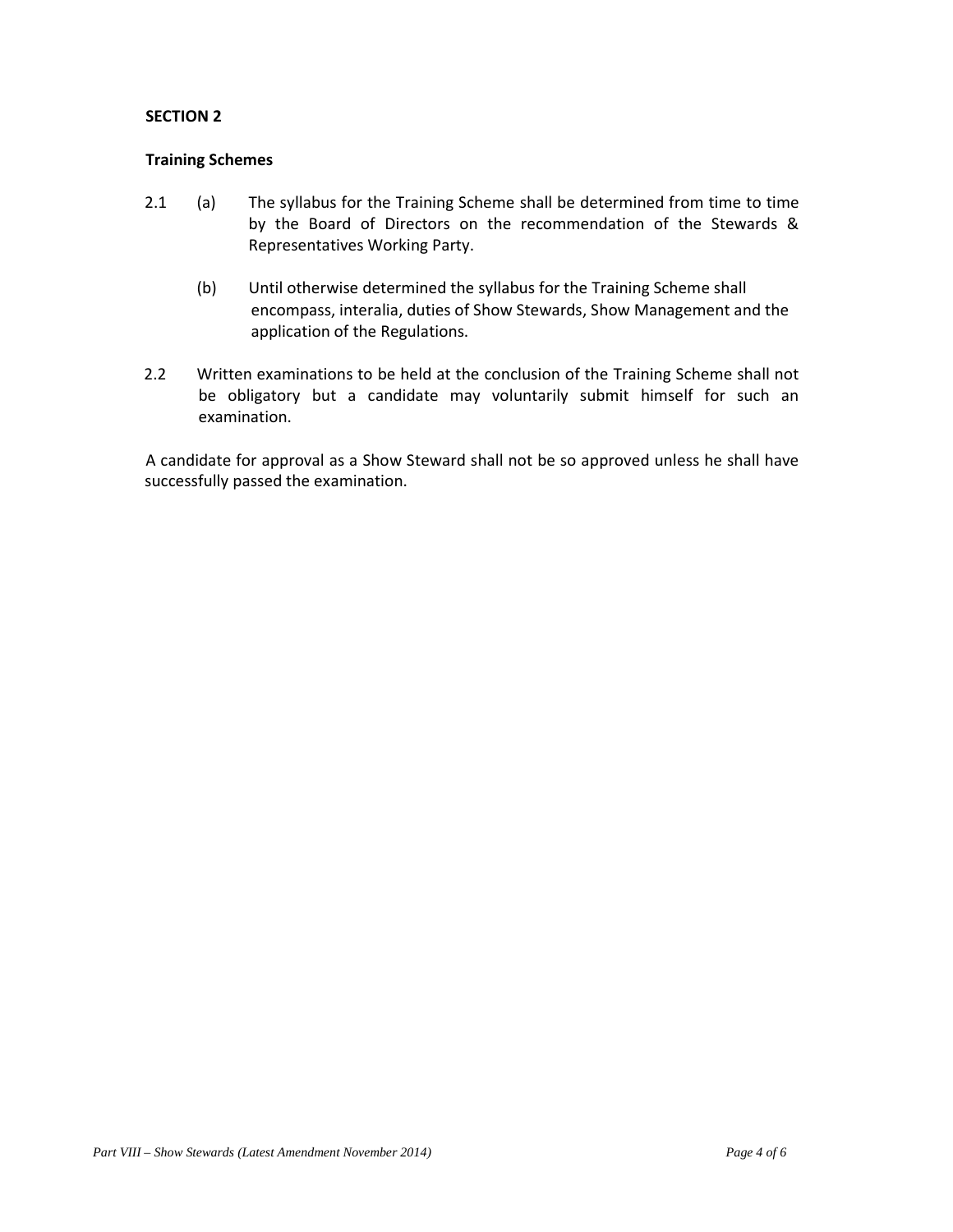**SECTION 2**

**Training Schemes**

2.1 (a) The syllabus for the Training Scheme shall be determined from time to time by the Board of Directors on the recommendation of the Stewards & Representatives Working Party.

(b) Until otherwise determined the syllabus for the Training Scheme shall encompass, interalia, duties of Show Stewards, Show Management and the application of the Regulations.

2.2 Written examinations to be held at the conclusion of the Training Scheme shall not be obligatory but a candidate may voluntarily submit himself for such an examination.

A candidate for approval as a Show Steward shall not be so approved unless he shall have successfully passed the examination.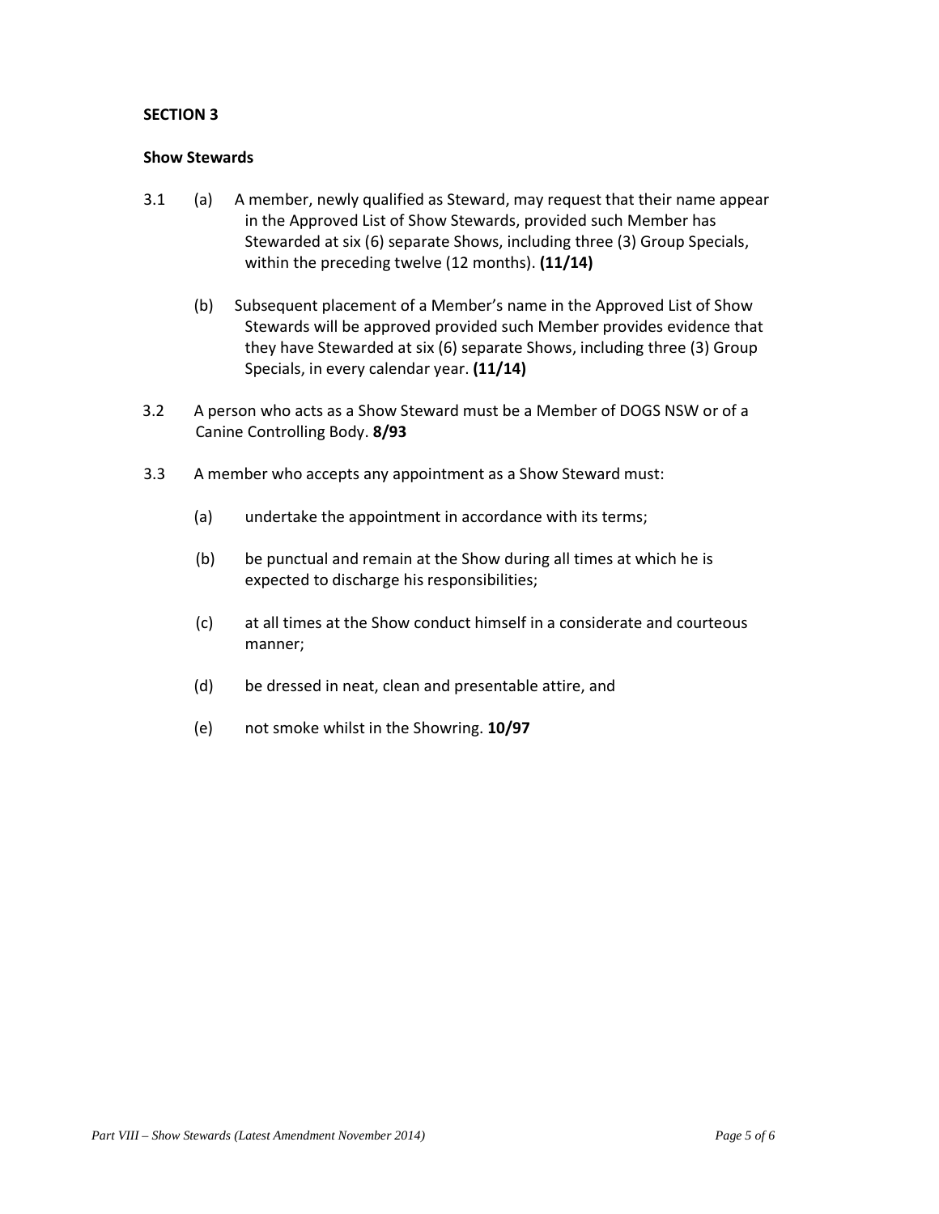**SECTION 3**

**Show Stewards**

3.1 (a) A member, newly qualified as Steward, may request that their name appear in the Approved List of Show Stewards, provided such Member has Stewarded at six (6) separate Shows, including three (3) Group Specials, within the preceding twelve (12 months). **(11/14)**

(b) Subsequent placement of a Member's name in the Approved List of Show Stewards will be approved provided such Member provides evidence that they have Stewarded at six (6) separate Shows, including three (3) Group Specials, in every calendar year. **(11/14)**

3.2 A person who acts as a Show Steward must be a Member of DOGS NSW or of a Canine Controlling Body. **8/93**

3.3 A member who accepts any appointment as a Show Steward must:

(a) undertake the appointment in accordance with its terms;

(b) be punctual and remain at the Show during all times at which he is expected to discharge his responsibilities;

(c) at all times at the Show conduct himself in a considerate and courteous manner;

(d) be dressed in neat, clean and presentable attire, and

(e) not smoke whilst in the Showring. **10/97**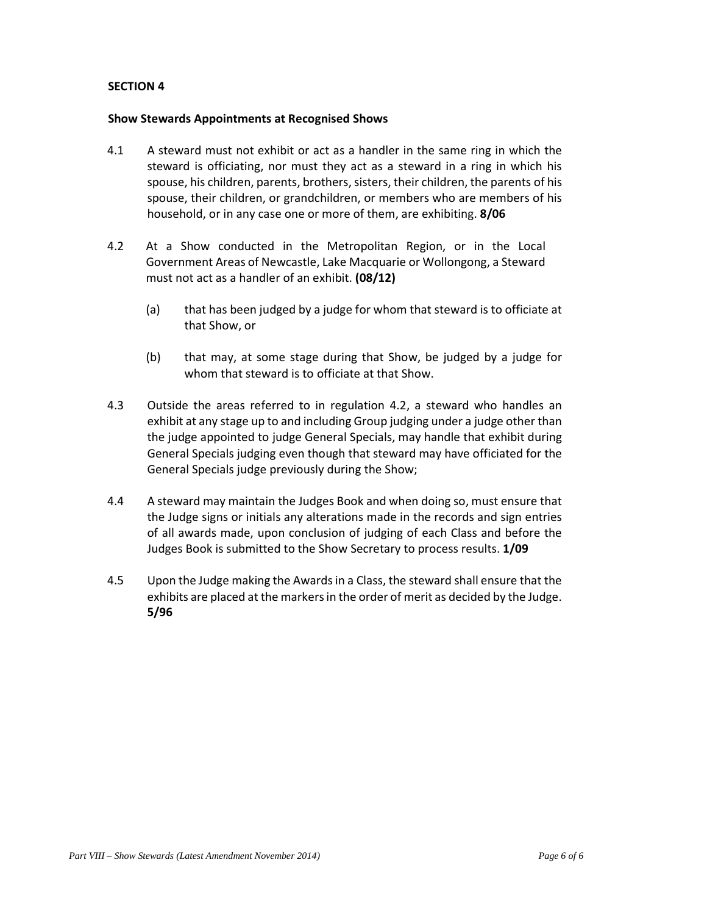**SECTION 4**

**Show Stewards Appointments at Recognised Shows**

4.1 A steward must not exhibit or act as a handler in the same ring in which the steward is officiating, nor must they act as a steward in a ring in which his spouse, his children, parents, brothers, sisters, their children, the parents of his spouse, their children, or grandchildren, or members who are members of his household, or in any case one or more of them, are exhibiting. **8/06**

4.2 At a Show conducted in the Metropolitan Region, or in the Local Government Areas of Newcastle, Lake Macquarie or Wollongong, a Steward must not act as a handler of an exhibit. **(08/12)**

(a) that has been judged by a judge for whom that steward is to officiate at that Show, or

(b) that may, at some stage during that Show, be judged by a judge for whom that steward is to officiate at that Show.

4.3 Outside the areas referred to in regulation 4.2, a steward who handles an exhibit at any stage up to and including Group judging under a judge other than the judge appointed to judge General Specials, may handle that exhibit during General Specials judging even though that steward may have officiated for the General Specials judge previously during the Show;

4.4 A steward may maintain the Judges Book and when doing so, must ensure that the Judge signs or initials any alterations made in the records and sign entries of all awards made, upon conclusion of judging of each Class and before the Judges Book is submitted to the Show Secretary to process results. **1/09**

4.5 Upon the Judge making the Awards in a Class, the steward shall ensure that the exhibits are placed at the markers in the order of merit as decided by the Judge. **5/96**